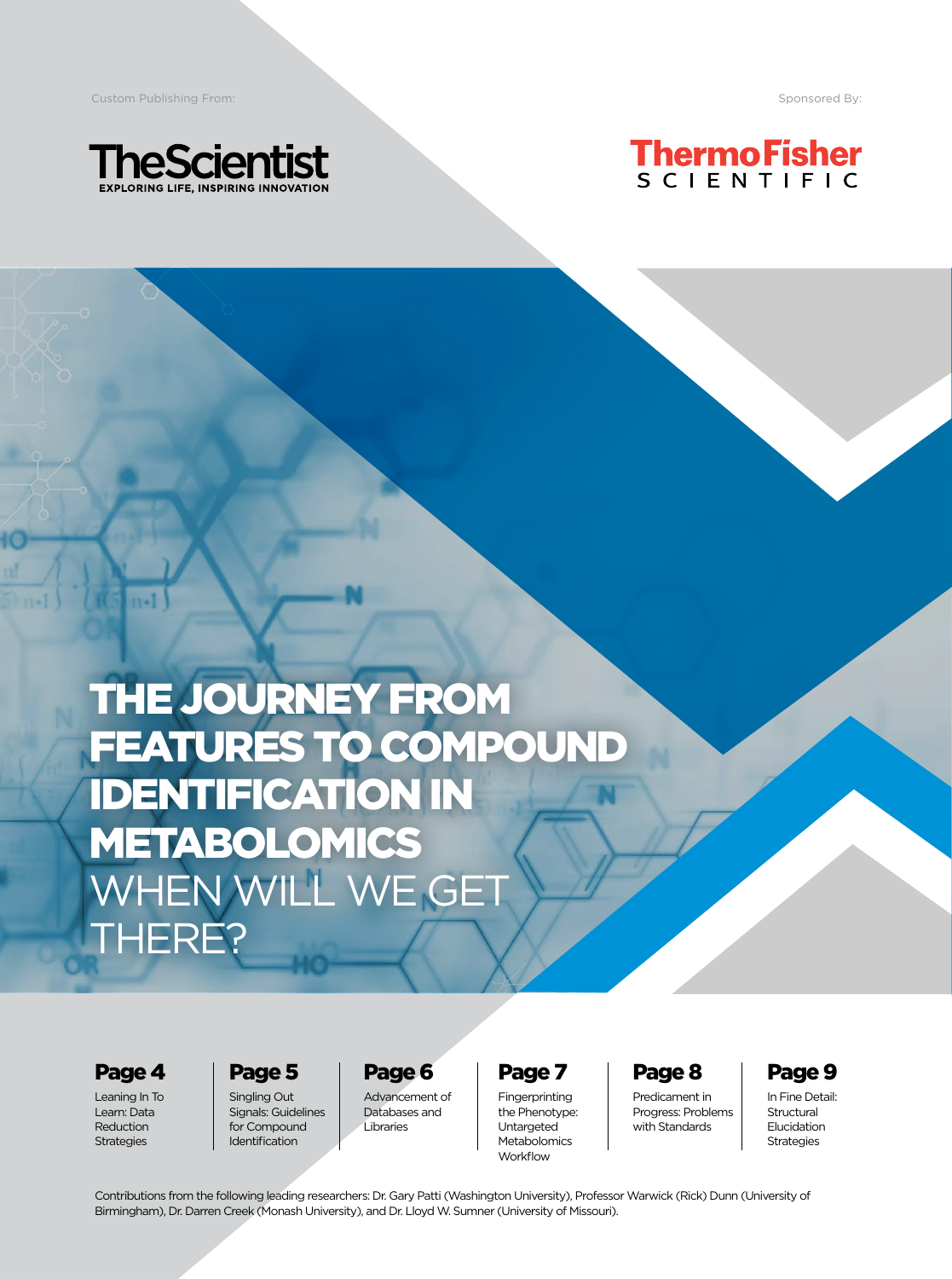Custom Publishing From:

**TheScientist**
EXPLORING LIFE, INSPIRING INNOVATION

Sponsored By:

**ThermoFisher** SCIENTIFIC

# THE JOURNEY FROM FEATURES TO COMPOUND IDENTIFICATION IN METABOLOMICS
## WHEN WILL WE GET THERE?

**Page 4**
Leaning In To Learn: Data Reduction Strategies

**Page 5**
Singling Out Signals: Guidelines for Compound Identification

**Page 6**
Advancement of Databases and Libraries

**Page 7**
Fingerprinting the Phenotype: Untargeted Metabolomics Workflow

**Page 8**
Predicament in Progress: Problems with Standards

**Page 9**
In Fine Detail: Structural Elucidation Strategies

Contributions from the following leading researchers: Dr. Gary Patti (Washington University), Professor Warwick (Rick) Dunn (University of Birmingham), Dr. Darren Creek (Monash University), and Dr. Lloyd W. Sumner (University of Missouri).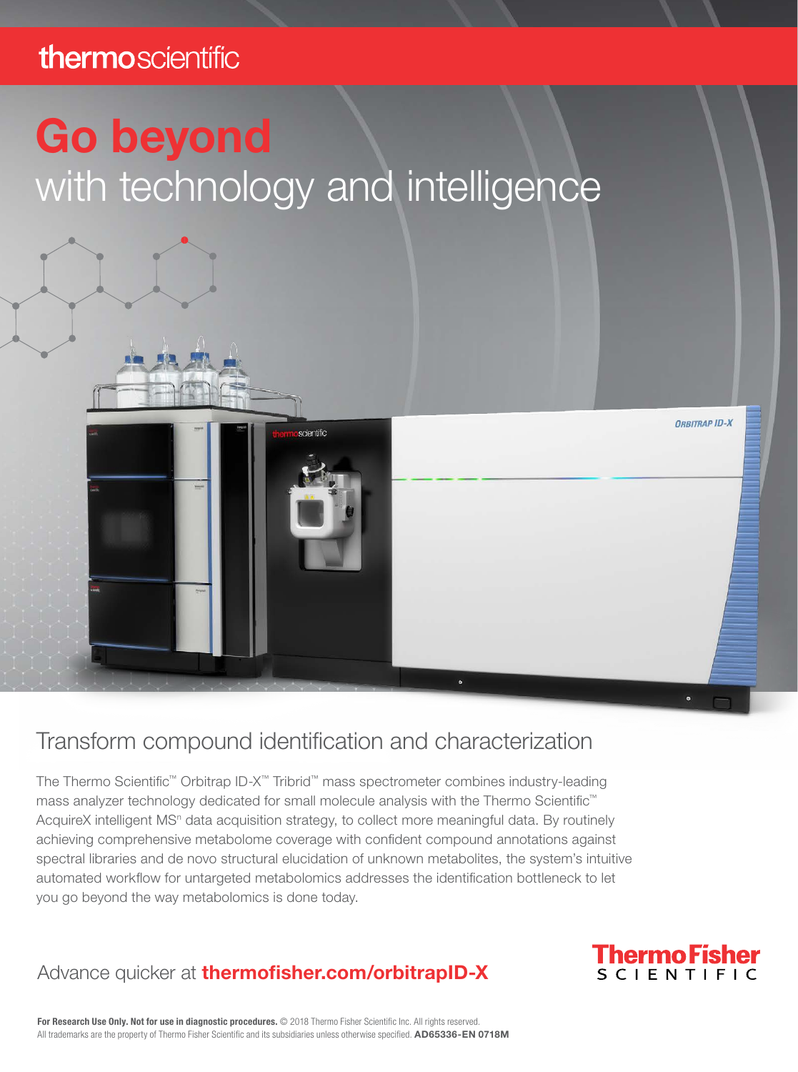thermoscientific

# Go beyond
with technology and intelligence

## Transform compound identification and characterization

The Thermo Scientific™ Orbitrap ID-X™ Tribrid™ mass spectrometer combines industry-leading mass analyzer technology dedicated for small molecule analysis with the Thermo Scientific™ AcquireX intelligent $MS^n$ data acquisition strategy, to collect more meaningful data. By routinely achieving comprehensive metabolome coverage with confident compound annotations against spectral libraries and de novo structural elucidation of unknown metabolites, the system's intuitive automated workflow for untargeted metabolomics addresses the identification bottleneck to let you go beyond the way metabolomics is done today.

Advance quicker at **thermofisher.com/orbitrapID-X**

ThermoFisher SCIENTIFIC

**For Research Use Only. Not for use in diagnostic procedures.** © 2018 Thermo Fisher Scientific Inc. All rights reserved. All trademarks are the property of Thermo Fisher Scientific and its subsidiaries unless otherwise specified. **AD65336-EN 0718M**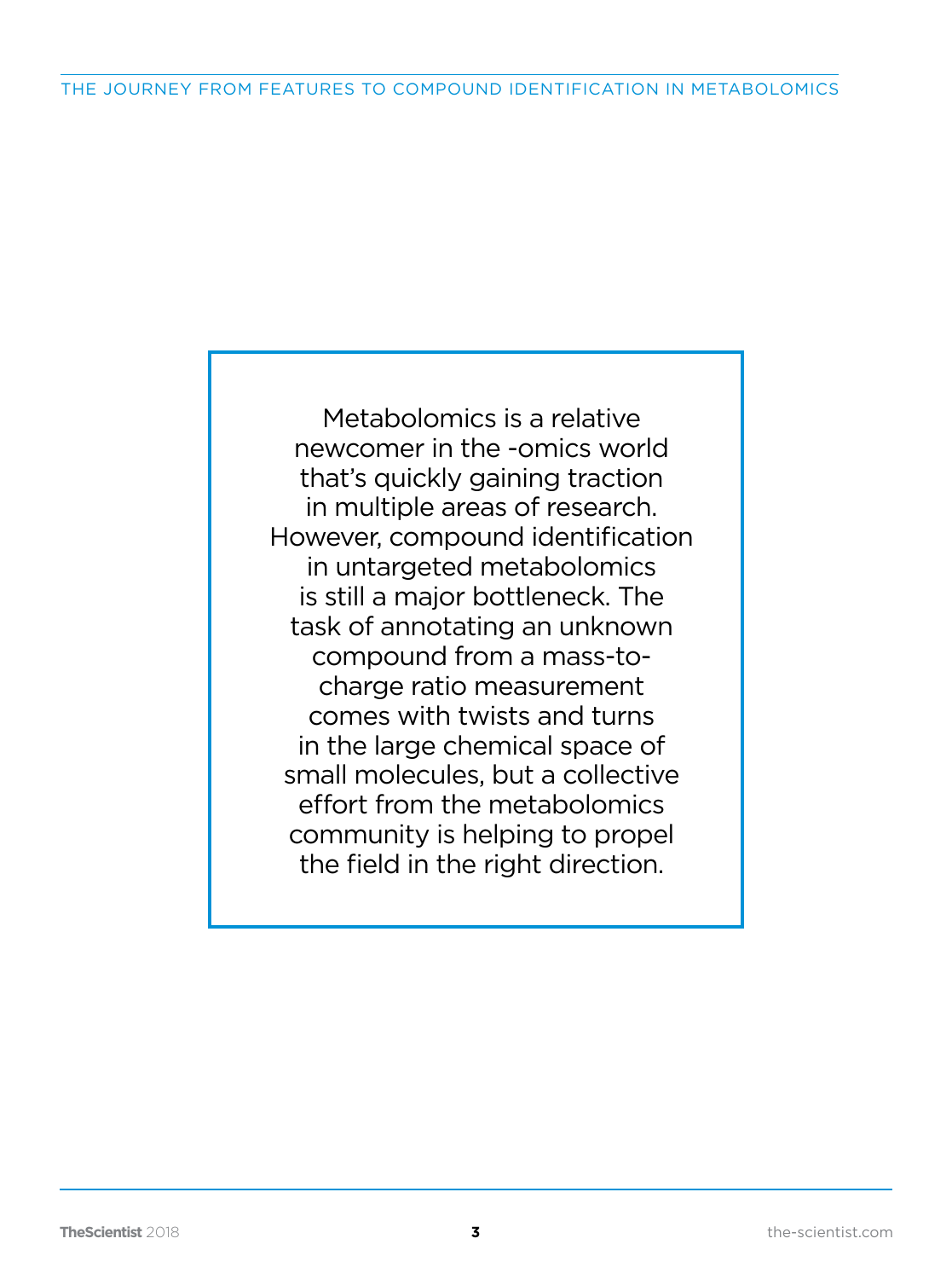Metabolomics is a relative newcomer in the -omics world that's quickly gaining traction in multiple areas of research. However, compound identification in untargeted metabolomics is still a major bottleneck. The task of annotating an unknown compound from a mass-to-charge ratio measurement comes with twists and turns in the large chemical space of small molecules, but a collective effort from the metabolomics community is helping to propel the field in the right direction.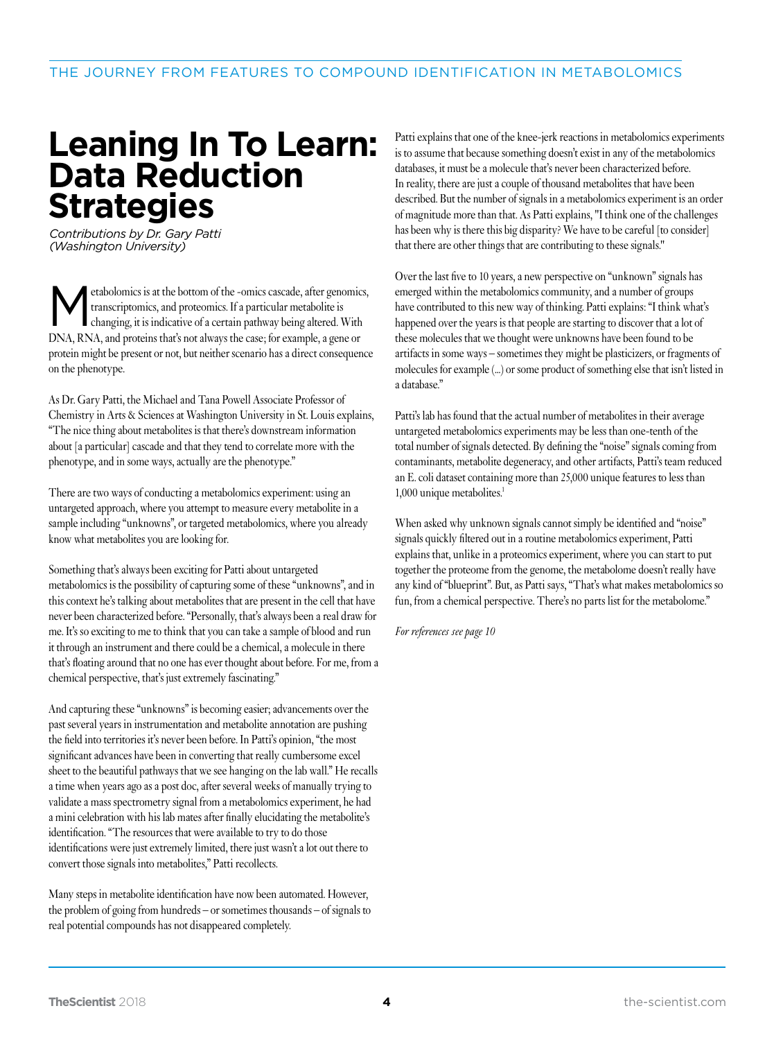# Leaning In To Learn: Data Reduction Strategies

*Contributions by Dr. Gary Patti (Washington University)*

Metabolomics is at the bottom of the -omics cascade, after genomics, transcriptomics, and proteomics. If a particular metabolite is changing, it is indicative of a certain pathway being altered. With DNA, RNA, and proteins that's not always the case; for example, a gene or protein might be present or not, but neither scenario has a direct consequence on the phenotype.

As Dr. Gary Patti, the Michael and Tana Powell Associate Professor of Chemistry in Arts & Sciences at Washington University in St. Louis explains, "The nice thing about metabolites is that there's downstream information about [a particular] cascade and that they tend to correlate more with the phenotype, and in some ways, actually are the phenotype."

There are two ways of conducting a metabolomics experiment: using an untargeted approach, where you attempt to measure every metabolite in a sample including "unknowns", or targeted metabolomics, where you already know what metabolites you are looking for.

Something that's always been exciting for Patti about untargeted metabolomics is the possibility of capturing some of these "unknowns", and in this context he's talking about metabolites that are present in the cell that have never been characterized before. "Personally, that's always been a real draw for me. It's so exciting to me to think that you can take a sample of blood and run it through an instrument and there could be a chemical, a molecule in there that's floating around that no one has ever thought about before. For me, from a chemical perspective, that's just extremely fascinating."

And capturing these "unknowns" is becoming easier; advancements over the past several years in instrumentation and metabolite annotation are pushing the field into territories it's never been before. In Patti's opinion, "the most significant advances have been in converting that really cumbersome excel sheet to the beautiful pathways that we see hanging on the lab wall." He recalls a time when years ago as a post doc, after several weeks of manually trying to validate a mass spectrometry signal from a metabolomics experiment, he had a mini celebration with his lab mates after finally elucidating the metabolite's identification. "The resources that were available to try to do those identifications were just extremely limited, there just wasn't a lot out there to convert those signals into metabolites," Patti recollects.

Many steps in metabolite identification have now been automated. However, the problem of going from hundreds – or sometimes thousands – of signals to real potential compounds has not disappeared completely.

Patti explains that one of the knee-jerk reactions in metabolomics experiments is to assume that because something doesn't exist in any of the metabolomics databases, it must be a molecule that's never been characterized before. In reality, there are just a couple of thousand metabolites that have been described. But the number of signals in a metabolomics experiment is an order of magnitude more than that. As Patti explains, "I think one of the challenges has been why is there this big disparity? We have to be careful [to consider] that there are other things that are contributing to these signals."

Over the last five to 10 years, a new perspective on "unknown" signals has emerged within the metabolomics community, and a number of groups have contributed to this new way of thinking. Patti explains: "I think what's happened over the years is that people are starting to discover that a lot of these molecules that we thought were unknowns have been found to be artifacts in some ways – sometimes they might be plasticizers, or fragments of molecules for example (...) or some product of something else that isn't listed in a database."

Patti's lab has found that the actual number of metabolites in their average untargeted metabolomics experiments may be less than one-tenth of the total number of signals detected. By defining the "noise" signals coming from contaminants, metabolite degeneracy, and other artifacts, Patti's team reduced an E. coli dataset containing more than 25,000 unique features to less than 1,000 unique metabolites.[1]

When asked why unknown signals cannot simply be identified and "noise" signals quickly filtered out in a routine metabolomics experiment, Patti explains that, unlike in a proteomics experiment, where you can start to put together the proteome from the genome, the metabolome doesn't really have any kind of "blueprint". But, as Patti says, "That's what makes metabolomics so fun, from a chemical perspective. There's no parts list for the metabolome."

*For references see page 10*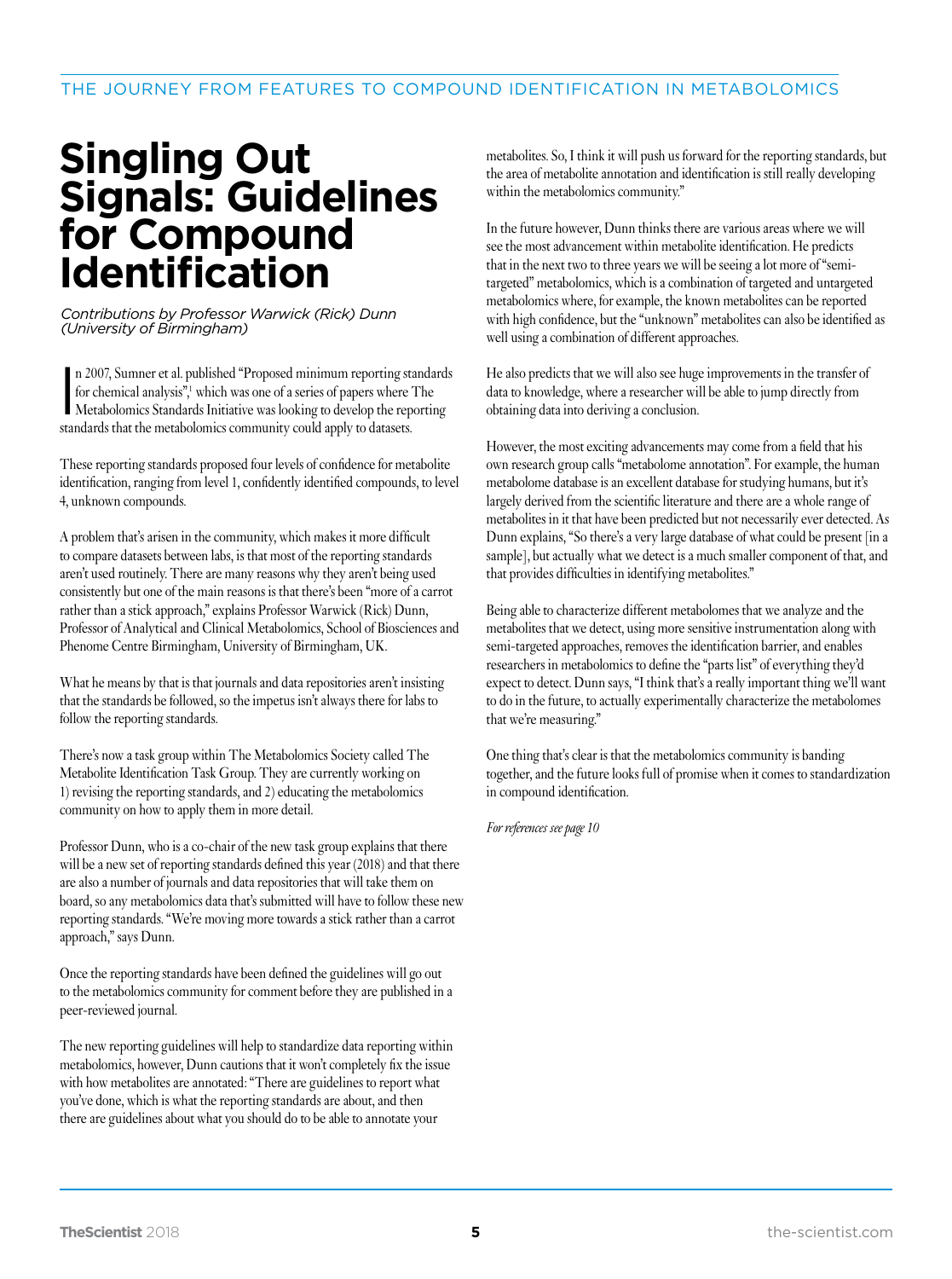# Singling Out Signals: Guidelines for Compound Identification

*Contributions by Professor Warwick (Rick) Dunn (University of Birmingham)*

In 2007, Sumner et al. published "Proposed minimum reporting standards for chemical analysis",[1] which was one of a series of papers where The Metabolomics Standards Initiative was looking to develop the reporting standards that the metabolomics community could apply to datasets.

These reporting standards proposed four levels of confidence for metabolite identification, ranging from level 1, confidently identified compounds, to level 4, unknown compounds.

A problem that's arisen in the community, which makes it more difficult to compare datasets between labs, is that most of the reporting standards aren't used routinely. There are many reasons why they aren't being used consistently but one of the main reasons is that there's been "more of a carrot rather than a stick approach," explains Professor Warwick (Rick) Dunn, Professor of Analytical and Clinical Metabolomics, School of Biosciences and Phenome Centre Birmingham, University of Birmingham, UK.

What he means by that is that journals and data repositories aren't insisting that the standards be followed, so the impetus isn't always there for labs to follow the reporting standards.

There's now a task group within The Metabolomics Society called The Metabolite Identification Task Group. They are currently working on 1) revising the reporting standards, and 2) educating the metabolomics community on how to apply them in more detail.

Professor Dunn, who is a co-chair of the new task group explains that there will be a new set of reporting standards defined this year (2018) and that there are also a number of journals and data repositories that will take them on board, so any metabolomics data that's submitted will have to follow these new reporting standards. "We're moving more towards a stick rather than a carrot approach," says Dunn.

Once the reporting standards have been defined the guidelines will go out to the metabolomics community for comment before they are published in a peer-reviewed journal.

The new reporting guidelines will help to standardize data reporting within metabolomics, however, Dunn cautions that it won't completely fix the issue with how metabolites are annotated: "There are guidelines to report what you've done, which is what the reporting standards are about, and then there are guidelines about what you should do to be able to annotate your metabolites. So, I think it will push us forward for the reporting standards, but the area of metabolite annotation and identification is still really developing within the metabolomics community."

In the future however, Dunn thinks there are various areas where we will see the most advancement within metabolite identification. He predicts that in the next two to three years we will be seeing a lot more of "semi-targeted" metabolomics, which is a combination of targeted and untargeted metabolomics where, for example, the known metabolites can be reported with high confidence, but the "unknown" metabolites can also be identified as well using a combination of different approaches.

He also predicts that we will also see huge improvements in the transfer of data to knowledge, where a researcher will be able to jump directly from obtaining data into deriving a conclusion.

However, the most exciting advancements may come from a field that his own research group calls "metabolome annotation". For example, the human metabolome database is an excellent database for studying humans, but it's largely derived from the scientific literature and there are a whole range of metabolites in it that have been predicted but not necessarily ever detected. As Dunn explains, "So there's a very large database of what could be present [in a sample], but actually what we detect is a much smaller component of that, and that provides difficulties in identifying metabolites."

Being able to characterize different metabolomes that we analyze and the metabolites that we detect, using more sensitive instrumentation along with semi-targeted approaches, removes the identification barrier, and enables researchers in metabolomics to define the "parts list" of everything they'd expect to detect. Dunn says, "I think that's a really important thing we'll want to do in the future, to actually experimentally characterize the metabolomes that we're measuring."

One thing that's clear is that the metabolomics community is banding together, and the future looks full of promise when it comes to standardization in compound identification.

*For references see page 10*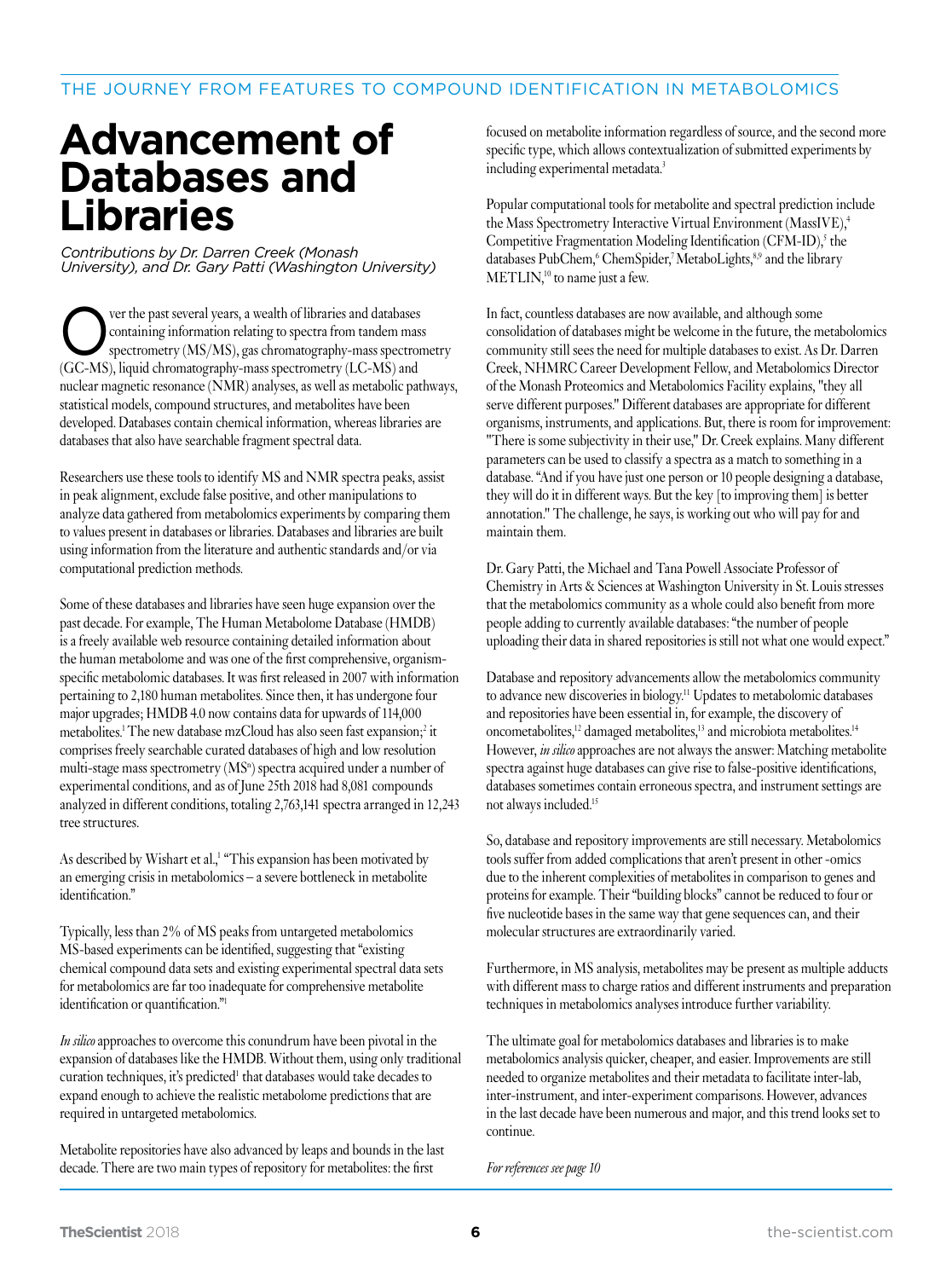# Advancement of Databases and Libraries

*Contributions by Dr. Darren Creek (Monash University), and Dr. Gary Patti (Washington University)*

Over the past several years, a wealth of libraries and databases containing information relating to spectra from tandem mass spectrometry (MS/MS), gas chromatography-mass spectrometry (GC-MS), liquid chromatography-mass spectrometry (LC-MS) and nuclear magnetic resonance (NMR) analyses, as well as metabolic pathways, statistical models, compound structures, and metabolites have been developed. Databases contain chemical information, whereas libraries are databases that also have searchable fragment spectral data.

Researchers use these tools to identify MS and NMR spectra peaks, assist in peak alignment, exclude false positive, and other manipulations to analyze data gathered from metabolomics experiments by comparing them to values present in databases or libraries. Databases and libraries are built using information from the literature and authentic standards and/or via computational prediction methods.

Some of these databases and libraries have seen huge expansion over the past decade. For example, The Human Metabolome Database (HMDB) is a freely available web resource containing detailed information about the human metabolome and was one of the first comprehensive, organism-specific metabolomic databases. It was first released in 2007 with information pertaining to 2,180 human metabolites. Since then, it has undergone four major upgrades; HMDB 4.0 now contains data for upwards of 114,000 metabolites.[1] The new database mzCloud has also seen fast expansion;[2] it comprises freely searchable curated databases of high and low resolution multi-stage mass spectrometry ($MS^n$) spectra acquired under a number of experimental conditions, and as of June 25th 2018 had 8,081 compounds analyzed in different conditions, totaling 2,763,141 spectra arranged in 12,243 tree structures.

As described by Wishart et al.,[1] "This expansion has been motivated by an emerging crisis in metabolomics – a severe bottleneck in metabolite identification."

Typically, less than 2% of MS peaks from untargeted metabolomics MS-based experiments can be identified, suggesting that "existing chemical compound data sets and existing experimental spectral data sets for metabolomics are far too inadequate for comprehensive metabolite identification or quantification."[1]

*In silico* approaches to overcome this conundrum have been pivotal in the expansion of databases like the HMDB. Without them, using only traditional curation techniques, it's predicted[1] that databases would take decades to expand enough to achieve the realistic metabolome predictions that are required in untargeted metabolomics.

Metabolite repositories have also advanced by leaps and bounds in the last decade. There are two main types of repository for metabolites: the first focused on metabolite information regardless of source, and the second more specific type, which allows contextualization of submitted experiments by including experimental metadata.[3]

Popular computational tools for metabolite and spectral prediction include the Mass Spectrometry Interactive Virtual Environment (MassIVE),[4] Competitive Fragmentation Modeling Identification (CFM-ID),[5] the databases PubChem,[6] ChemSpider,[7] MetaboLights,[8,9] and the library METLIN,[10] to name just a few.

In fact, countless databases are now available, and although some consolidation of databases might be welcome in the future, the metabolomics community still sees the need for multiple databases to exist. As Dr. Darren Creek, NHMRC Career Development Fellow, and Metabolomics Director of the Monash Proteomics and Metabolomics Facility explains, "they all serve different purposes." Different databases are appropriate for different organisms, instruments, and applications. But, there is room for improvement: "There is some subjectivity in their use," Dr. Creek explains. Many different parameters can be used to classify a spectra as a match to something in a database. "And if you have just one person or 10 people designing a database, they will do it in different ways. But the key [to improving them] is better annotation." The challenge, he says, is working out who will pay for and maintain them.

Dr. Gary Patti, the Michael and Tana Powell Associate Professor of Chemistry in Arts & Sciences at Washington University in St. Louis stresses that the metabolomics community as a whole could also benefit from more people adding to currently available databases: "the number of people uploading their data in shared repositories is still not what one would expect."

Database and repository advancements allow the metabolomics community to advance new discoveries in biology.[11] Updates to metabolomic databases and repositories have been essential in, for example, the discovery of oncometabolites,[12] damaged metabolites,[13] and microbiota metabolites.[14] However, *in silico* approaches are not always the answer: Matching metabolite spectra against huge databases can give rise to false-positive identifications, databases sometimes contain erroneous spectra, and instrument settings are not always included.[15]

So, database and repository improvements are still necessary. Metabolomics tools suffer from added complications that aren't present in other -omics due to the inherent complexities of metabolites in comparison to genes and proteins for example. Their "building blocks" cannot be reduced to four or five nucleotide bases in the same way that gene sequences can, and their molecular structures are extraordinarily varied.

Furthermore, in MS analysis, metabolites may be present as multiple adducts with different mass to charge ratios and different instruments and preparation techniques in metabolomics analyses introduce further variability.

The ultimate goal for metabolomics databases and libraries is to make metabolomics analysis quicker, cheaper, and easier. Improvements are still needed to organize metabolites and their metadata to facilitate inter-lab, inter-instrument, and inter-experiment comparisons. However, advances in the last decade have been numerous and major, and this trend looks set to continue.

*For references see page 10*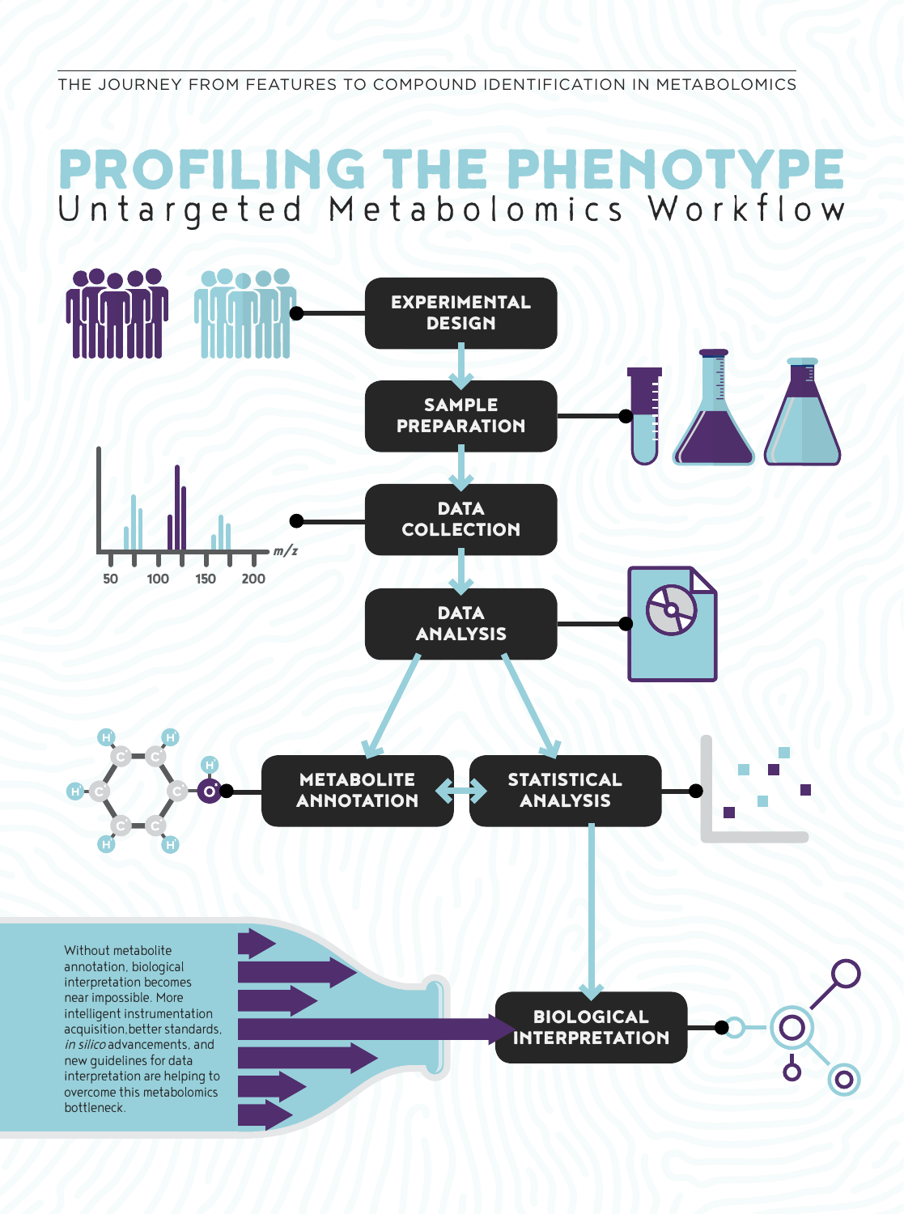THE JOURNEY FROM FEATURES TO COMPOUND IDENTIFICATION IN METABOLOMICS

# PROFILING THE PHENOTYPE

## Untargeted Metabolomics Workflow

**EXPERIMENTAL DESIGN**

**SAMPLE PREPARATION**

**DATA COLLECTION**

**DATA ANALYSIS**

**METABOLITE ANNOTATION**

**STATISTICAL ANALYSIS**

**BIOLOGICAL INTERPRETATION**

Without metabolite annotation, biological interpretation becomes near impossible. More intelligent instrumentation acquisition, better standards, *in silico* advancements, and new guidelines for data interpretation are helping to overcome this metabolomics bottleneck.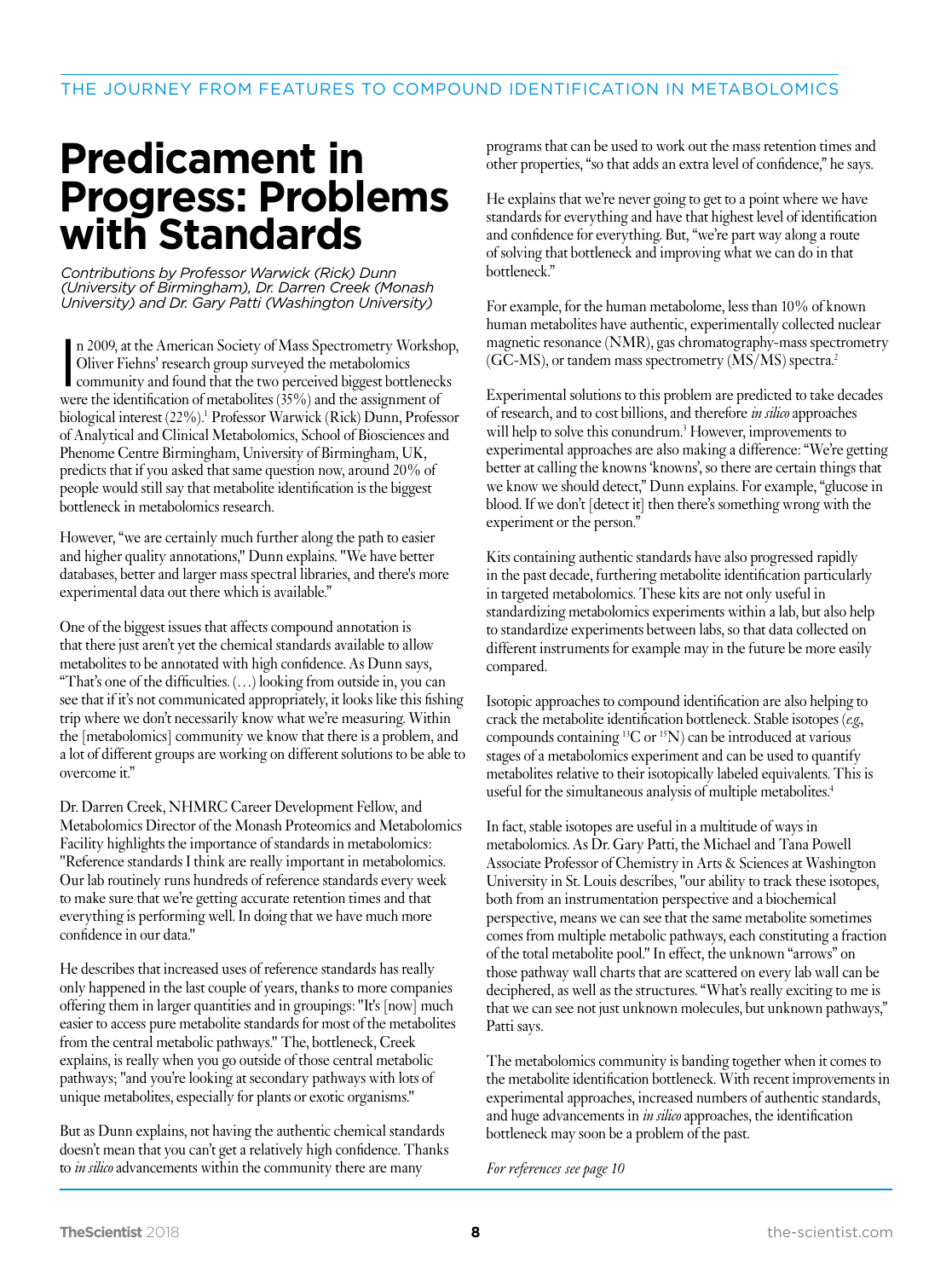# Predicament in Progress: Problems with Standards

*Contributions by Professor Warwick (Rick) Dunn (University of Birmingham), Dr. Darren Creek (Monash University) and Dr. Gary Patti (Washington University)*

In 2009, at the American Society of Mass Spectrometry Workshop, Oliver Fiehns' research group surveyed the metabolomics community and found that the two perceived biggest bottlenecks were the identification of metabolites (35%) and the assignment of biological interest (22%).[1] Professor Warwick (Rick) Dunn, Professor of Analytical and Clinical Metabolomics, School of Biosciences and Phenome Centre Birmingham, University of Birmingham, UK, predicts that if you asked that same question now, around 20% of people would still say that metabolite identification is the biggest bottleneck in metabolomics research.

However, "we are certainly much further along the path to easier and higher quality annotations," Dunn explains. "We have better databases, better and larger mass spectral libraries, and there's more experimental data out there which is available."

One of the biggest issues that affects compound annotation is that there just aren't yet the chemical standards available to allow metabolites to be annotated with high confidence. As Dunn says, "That's one of the difficulties. (…) looking from outside in, you can see that if it's not communicated appropriately, it looks like this fishing trip where we don't necessarily know what we're measuring. Within the [metabolomics] community we know that there is a problem, and a lot of different groups are working on different solutions to be able to overcome it."

Dr. Darren Creek, NHMRC Career Development Fellow, and Metabolomics Director of the Monash Proteomics and Metabolomics Facility highlights the importance of standards in metabolomics: "Reference standards I think are really important in metabolomics. Our lab routinely runs hundreds of reference standards every week to make sure that we're getting accurate retention times and that everything is performing well. In doing that we have much more confidence in our data."

He describes that increased uses of reference standards has really only happened in the last couple of years, thanks to more companies offering them in larger quantities and in groupings: "It's [now] much easier to access pure metabolite standards for most of the metabolites from the central metabolic pathways." The, bottleneck, Creek explains, is really when you go outside of those central metabolic pathways; "and you're looking at secondary pathways with lots of unique metabolites, especially for plants or exotic organisms."

But as Dunn explains, not having the authentic chemical standards doesn't mean that you can't get a relatively high confidence. Thanks to *in silico* advancements within the community there are many programs that can be used to work out the mass retention times and other properties, "so that adds an extra level of confidence," he says.

He explains that we're never going to get to a point where we have standards for everything and have that highest level of identification and confidence for everything. But, "we're part way along a route of solving that bottleneck and improving what we can do in that bottleneck."

For example, for the human metabolome, less than 10% of known human metabolites have authentic, experimentally collected nuclear magnetic resonance (NMR), gas chromatography-mass spectrometry (GC-MS), or tandem mass spectrometry (MS/MS) spectra.[2]

Experimental solutions to this problem are predicted to take decades of research, and to cost billions, and therefore *in silico* approaches will help to solve this conundrum.[3] However, improvements to experimental approaches are also making a difference: "We're getting better at calling the knowns 'knowns', so there are certain things that we know we should detect," Dunn explains. For example, "glucose in blood. If we don't [detect it] then there's something wrong with the experiment or the person."

Kits containing authentic standards have also progressed rapidly in the past decade, furthering metabolite identification particularly in targeted metabolomics. These kits are not only useful in standardizing metabolomics experiments within a lab, but also help to standardize experiments between labs, so that data collected on different instruments for example may in the future be more easily compared.

Isotopic approaches to compound identification are also helping to crack the metabolite identification bottleneck. Stable isotopes (*e.g.*, compounds containing $^{13}C$ or $^{15}N$) can be introduced at various stages of a metabolomics experiment and can be used to quantify metabolites relative to their isotopically labeled equivalents. This is useful for the simultaneous analysis of multiple metabolites.[4]

In fact, stable isotopes are useful in a multitude of ways in metabolomics. As Dr. Gary Patti, the Michael and Tana Powell Associate Professor of Chemistry in Arts & Sciences at Washington University in St. Louis describes, "our ability to track these isotopes, both from an instrumentation perspective and a biochemical perspective, means we can see that the same metabolite sometimes comes from multiple metabolic pathways, each constituting a fraction of the total metabolite pool." In effect, the unknown "arrows" on those pathway wall charts that are scattered on every lab wall can be deciphered, as well as the structures. "What's really exciting to me is that we can see not just unknown molecules, but unknown pathways," Patti says.

The metabolomics community is banding together when it comes to the metabolite identification bottleneck. With recent improvements in experimental approaches, increased numbers of authentic standards, and huge advancements in *in silico* approaches, the identification bottleneck may soon be a problem of the past.

*For references see page 10*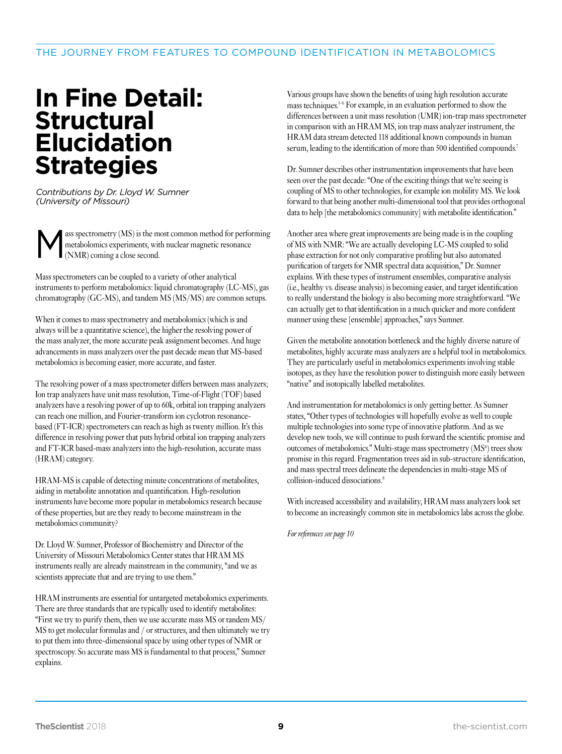# In Fine Detail: Structural Elucidation Strategies

*Contributions by Dr. Lloyd W. Sumner (University of Missouri)*

Mass spectrometry (MS) is the most common method for performing metabolomics experiments, with nuclear magnetic resonance (NMR) coming a close second.

Mass spectrometers can be coupled to a variety of other analytical instruments to perform metabolomics: liquid chromatography (LC-MS), gas chromatography (GC-MS), and tandem MS (MS/MS) are common setups.

When it comes to mass spectrometry and metabolomics (which is and always will be a quantitative science), the higher the resolving power of the mass analyzer, the more accurate peak assignment becomes. And huge advancements in mass analyzers over the past decade mean that MS-based metabolomics is becoming easier, more accurate, and faster.

The resolving power of a mass spectrometer differs between mass analyzers; Ion trap analyzers have unit mass resolution, Time-of-Flight (TOF) based analyzers have a resolving power of up to 60k, orbital ion trapping analyzers can reach one million, and Fourier-transform ion cyclotron resonance-based (FT-ICR) spectrometers can reach as high as twenty million. It's this difference in resolving power that puts hybrid orbital ion trapping analyzers and FT-ICR based-mass analyzers into the high-resolution, accurate mass (HRAM) category.

HRAM-MS is capable of detecting minute concentrations of metabolites, aiding in metabolite annotation and quantification. High-resolution instruments have become more popular in metabolomics research because of these properties, but are they ready to become mainstream in the metabolomics community?

Dr. Lloyd W. Sumner, Professor of Biochemistry and Director of the University of Missouri Metabolomics Center states that HRAM MS instruments really are already mainstream in the community, "and we as scientists appreciate that and are trying to use them."

HRAM instruments are essential for untargeted metabolomics experiments. There are three standards that are typically used to identify metabolites: "First we try to purify them, then we use accurate mass MS or tandem MS/MS to get molecular formulas and / or structures, and then ultimately we try to put them into three-dimensional space by using other types of NMR or spectroscopy. So accurate mass MS is fundamental to that process," Sumner explains.

Various groups have shown the benefits of using high resolution accurate mass techniques.[1-6] For example, in an evaluation performed to show the differences between a unit mass resolution (UMR) ion-trap mass spectrometer in comparison with an HRAM MS, ion trap mass analyzer instrument, the HRAM data stream detected 118 additional known compounds in human serum, leading to the identification of more than 500 identified compounds.[7]

Dr. Sumner describes other instrumentation improvements that have been seen over the past decade: "One of the exciting things that we're seeing is coupling of MS to other technologies, for example ion mobility MS. We look forward to that being another multi-dimensional tool that provides orthogonal data to help [the metabolomics community] with metabolite identification."

Another area where great improvements are being made is in the coupling of MS with NMR: "We are actually developing LC-MS coupled to solid phase extraction for not only comparative profiling but also automated purification of targets for NMR spectral data acquisition," Dr. Sumner explains. With these types of instrument ensembles, comparative analysis (i.e., healthy vs. disease analysis) is becoming easier, and target identification to really understand the biology is also becoming more straightforward. "We can actually get to that identification in a much quicker and more confident manner using these [ensemble] approaches," says Sumner.

Given the metabolite annotation bottleneck and the highly diverse nature of metabolites, highly accurate mass analyzers are a helpful tool in metabolomics. They are particularly useful in metabolomics experiments involving stable isotopes, as they have the resolution power to distinguish more easily between "native" and isotopically labelled metabolites.

And instrumentation for metabolomics is only getting better. As Sumner states, "Other types of technologies will hopefully evolve as well to couple multiple technologies into some type of innovative platform. And as we develop new tools, we will continue to push forward the scientific promise and outcomes of metabolomics." Multi-stage mass spectrometry ($MS^n$) trees show promise in this regard. Fragmentation trees aid in sub-structure identification, and mass spectral trees delineate the dependencies in multi-stage MS of collision-induced dissociations.[8]

With increased accessibility and availability, HRAM mass analyzers look set to become an increasingly common site in metabolomics labs across the globe.

*For references see page 10*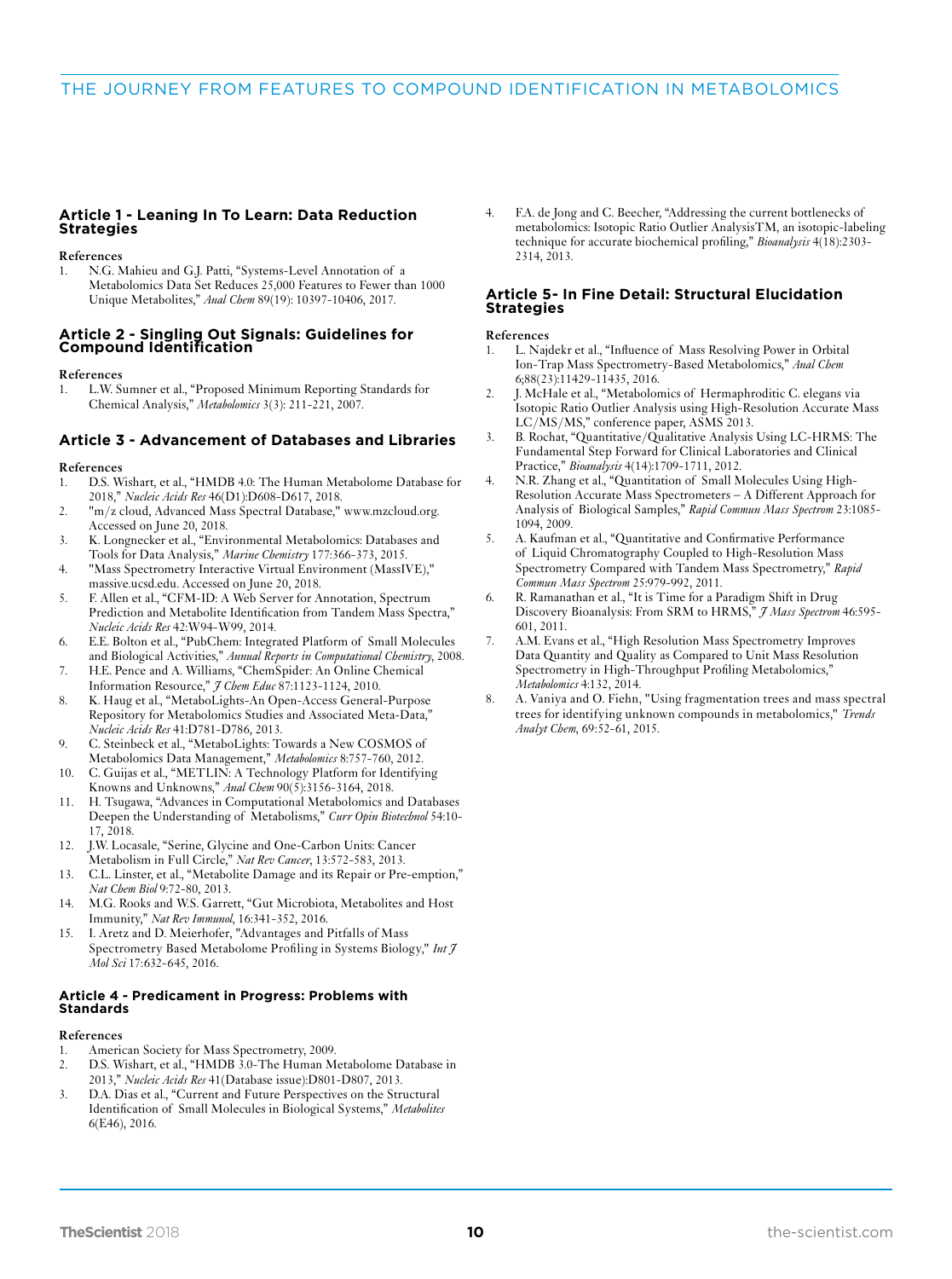## Article 1 - Leaning In To Learn: Data Reduction Strategies

**References**

1. N.G. Mahieu and G.J. Patti, "Systems-Level Annotation of a Metabolomics Data Set Reduces 25,000 Features to Fewer than 1000 Unique Metabolites," *Anal Chem* 89(19): 10397-10406, 2017.

## Article 2 - Singling Out Signals: Guidelines for Compound Identification

**References**

1. L.W. Sumner et al., "Proposed Minimum Reporting Standards for Chemical Analysis," *Metabolomics* 3(3): 211-221, 2007.

## Article 3 - Advancement of Databases and Libraries

**References**

1. D.S. Wishart, et al., "HMDB 4.0: The Human Metabolome Database for 2018," *Nucleic Acids Res* 46(D1):D608-D617, 2018.
2. "m/z cloud, Advanced Mass Spectral Database," www.mzcloud.org. Accessed on June 20, 2018.
3. K. Longnecker et al., "Environmental Metabolomics: Databases and Tools for Data Analysis," *Marine Chemistry* 177:366-373, 2015.
4. "Mass Spectrometry Interactive Virtual Environment (MassIVE)," massive.ucsd.edu. Accessed on June 20, 2018.
5. F. Allen et al., "CFM-ID: A Web Server for Annotation, Spectrum Prediction and Metabolite Identification from Tandem Mass Spectra," *Nucleic Acids Res* 42:W94-W99, 2014.
6. E.E. Bolton et al., "PubChem: Integrated Platform of Small Molecules and Biological Activities," *Annual Reports in Computational Chemistry*, 2008.
7. H.E. Pence and A. Williams, "ChemSpider: An Online Chemical Information Resource," *J Chem Educ* 87:1123-1124, 2010.
8. K. Haug et al., "MetaboLights-An Open-Access General-Purpose Repository for Metabolomics Studies and Associated Meta-Data," *Nucleic Acids Res* 41:D781-D786, 2013.
9. C. Steinbeck et al., "MetaboLights: Towards a New COSMOS of Metabolomics Data Management," *Metabolomics* 8:757-760, 2012.
10. C. Guijas et al., "METLIN: A Technology Platform for Identifying Knowns and Unknowns," *Anal Chem* 90(5):3156-3164, 2018.
11. H. Tsugawa, "Advances in Computational Metabolomics and Databases Deepen the Understanding of Metabolisms," *Curr Opin Biotechnol* 54:10-17, 2018.
12. J.W. Locasale, "Serine, Glycine and One-Carbon Units: Cancer Metabolism in Full Circle," *Nat Rev Cancer*, 13:572-583, 2013.
13. C.L. Linster, et al., "Metabolite Damage and its Repair or Pre-emption," *Nat Chem Biol* 9:72-80, 2013.
14. M.G. Rooks and W.S. Garrett, "Gut Microbiota, Metabolites and Host Immunity," *Nat Rev Immunol*, 16:341-352, 2016.
15. I. Aretz and D. Meierhofer, "Advantages and Pitfalls of Mass Spectrometry Based Metabolome Profiling in Systems Biology," *Int J Mol Sci* 17:632-645, 2016.

## Article 4 - Predicament in Progress: Problems with Standards

**References**

1. American Society for Mass Spectrometry, 2009.
2. D.S. Wishart, et al., "HMDB 3.0-The Human Metabolome Database in 2013," *Nucleic Acids Res* 41(Database issue):D801-D807, 2013.
3. D.A. Dias et al., "Current and Future Perspectives on the Structural Identification of Small Molecules in Biological Systems," *Metabolites* 6(E46), 2016.
4. F.A. de Jong and C. Beecher, "Addressing the current bottlenecks of metabolomics: Isotopic Ratio Outlier AnalysisTM, an isotopic-labeling technique for accurate biochemical profiling," *Bioanalysis* 4(18):2303-2314, 2013.

## Article 5- In Fine Detail: Structural Elucidation Strategies

**References**

1. L. Najdekr et al., "Influence of Mass Resolving Power in Orbital Ion-Trap Mass Spectrometry-Based Metabolomics," *Anal Chem* 6;88(23):11429-11435, 2016.
2. J. McHale et al., "Metabolomics of Hermaphroditic C. elegans via Isotopic Ratio Outlier Analysis using High-Resolution Accurate Mass LC/MS/MS," conference paper, ASMS 2013.
3. B. Rochat, "Quantitative/Qualitative Analysis Using LC-HRMS: The Fundamental Step Forward for Clinical Laboratories and Clinical Practice," *Bioanalysis* 4(14):1709-1711, 2012.
4. N.R. Zhang et al., "Quantitation of Small Molecules Using High-Resolution Accurate Mass Spectrometers – A Different Approach for Analysis of Biological Samples," *Rapid Commun Mass Spectrom* 23:1085-1094, 2009.
5. A. Kaufman et al., "Quantitative and Confirmative Performance of Liquid Chromatography Coupled to High-Resolution Mass Spectrometry Compared with Tandem Mass Spectrometry," *Rapid Commun Mass Spectrom* 25:979-992, 2011.
6. R. Ramanathan et al., "It is Time for a Paradigm Shift in Drug Discovery Bioanalysis: From SRM to HRMS," *J Mass Spectrom* 46:595-601, 2011.
7. A.M. Evans et al., "High Resolution Mass Spectrometry Improves Data Quantity and Quality as Compared to Unit Mass Resolution Spectrometry in High-Throughput Profiling Metabolomics," *Metabolomics* 4:132, 2014.
8. A. Vaniya and O. Fiehn, "Using fragmentation trees and mass spectral trees for identifying unknown compounds in metabolomics," *Trends Analyt Chem*, 69:52-61, 2015.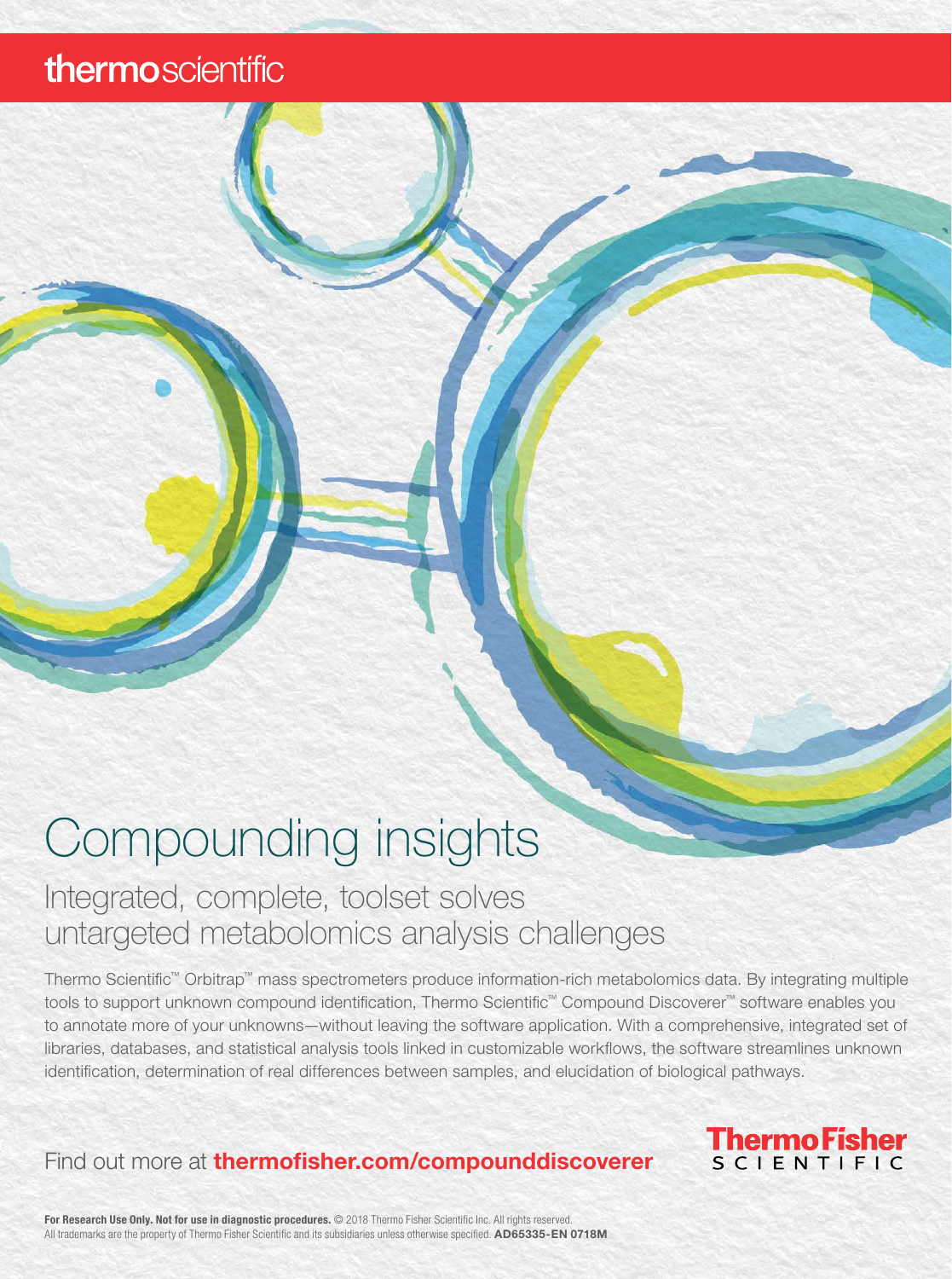thermoscientific

# Compounding insights

## Integrated, complete, toolset solves untargeted metabolomics analysis challenges

Thermo Scientific™ Orbitrap™ mass spectrometers produce information-rich metabolomics data. By integrating multiple tools to support unknown compound identification, Thermo Scientific™ Compound Discoverer™ software enables you to annotate more of your unknowns—without leaving the software application. With a comprehensive, integrated set of libraries, databases, and statistical analysis tools linked in customizable workflows, the software streamlines unknown identification, determination of real differences between samples, and elucidation of biological pathways.

Find out more at **thermofisher.com/compounddiscoverer**

ThermoFisher SCIENTIFIC

**For Research Use Only. Not for use in diagnostic procedures.** © 2018 Thermo Fisher Scientific Inc. All rights reserved. All trademarks are the property of Thermo Fisher Scientific and its subsidiaries unless otherwise specified. **AD65335-EN 0718M**